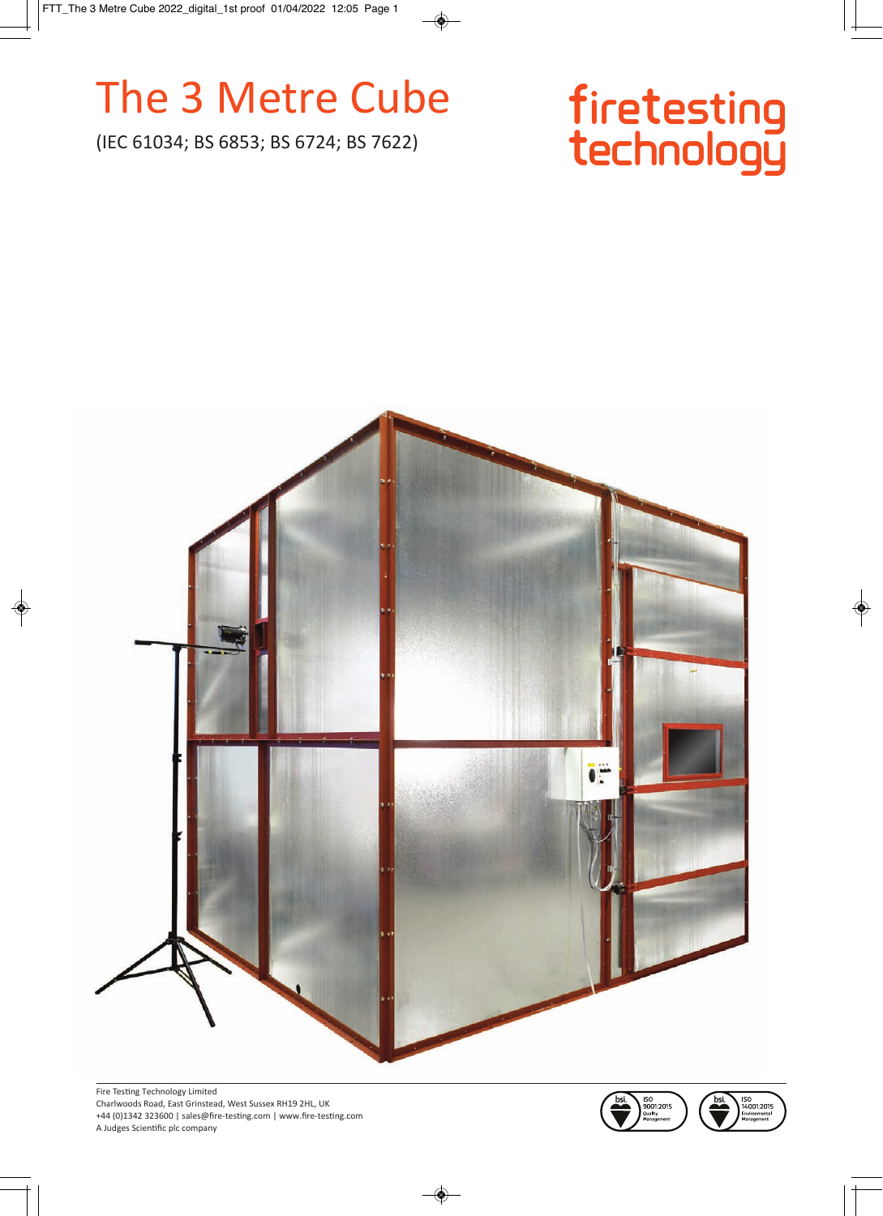# The 3 Metre Cube

(IEC 61034; BS 6853; BS 6724; BS 7622)

firetesting technology

Fire Testing Technology Limited
Charlwoods Road, East Grinstead, West Sussex RH19 2HL, UK
+44 (0)1342 323600 | sales@fire-testing.com | www.fire-testing.com
A Judges Scientific plc company

bsi. ISO 9001:2015 Quality Management

bsi. ISO 14001:2015 Environmental Management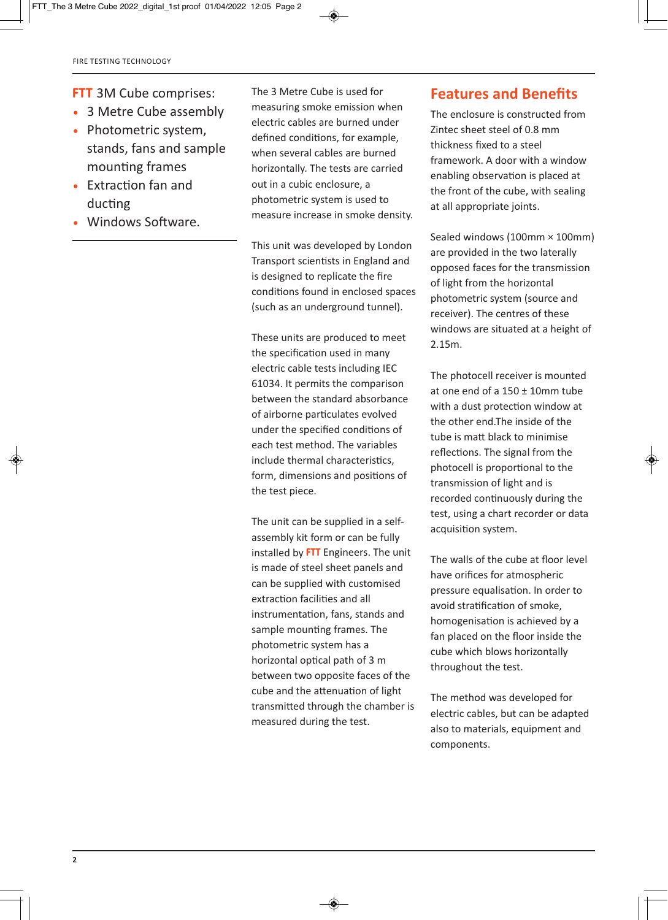## FTT 3M Cube comprises:

- 3 Metre Cube assembly
- Photometric system, stands, fans and sample mounting frames
- Extraction fan and ducting
- Windows Software.

The 3 Metre Cube is used for measuring smoke emission when electric cables are burned under defined conditions, for example, when several cables are burned horizontally. The tests are carried out in a cubic enclosure, a photometric system is used to measure increase in smoke density.

This unit was developed by London Transport scientists in England and is designed to replicate the fire conditions found in enclosed spaces (such as an underground tunnel).

These units are produced to meet the specification used in many electric cable tests including IEC 61034. It permits the comparison between the standard absorbance of airborne particulates evolved under the specified conditions of each test method. The variables include thermal characteristics, form, dimensions and positions of the test piece.

The unit can be supplied in a self-assembly kit form or can be fully installed by FTT Engineers. The unit is made of steel sheet panels and can be supplied with customised extraction facilities and all instrumentation, fans, stands and sample mounting frames. The photometric system has a horizontal optical path of 3 m between two opposite faces of the cube and the attenuation of light transmitted through the chamber is measured during the test.

## Features and Benefits

The enclosure is constructed from Zintec sheet steel of 0.8 mm thickness fixed to a steel framework. A door with a window enabling observation is placed at the front of the cube, with sealing at all appropriate joints.

Sealed windows (100mm × 100mm) are provided in the two laterally opposed faces for the transmission of light from the horizontal photometric system (source and receiver). The centres of these windows are situated at a height of 2.15m.

The photocell receiver is mounted at one end of a 150 ± 10mm tube with a dust protection window at the other end.The inside of the tube is matt black to minimise reflections. The signal from the photocell is proportional to the transmission of light and is recorded continuously during the test, using a chart recorder or data acquisition system.

The walls of the cube at floor level have orifices for atmospheric pressure equalisation. In order to avoid stratification of smoke, homogenisation is achieved by a fan placed on the floor inside the cube which blows horizontally throughout the test.

The method was developed for electric cables, but can be adapted also to materials, equipment and components.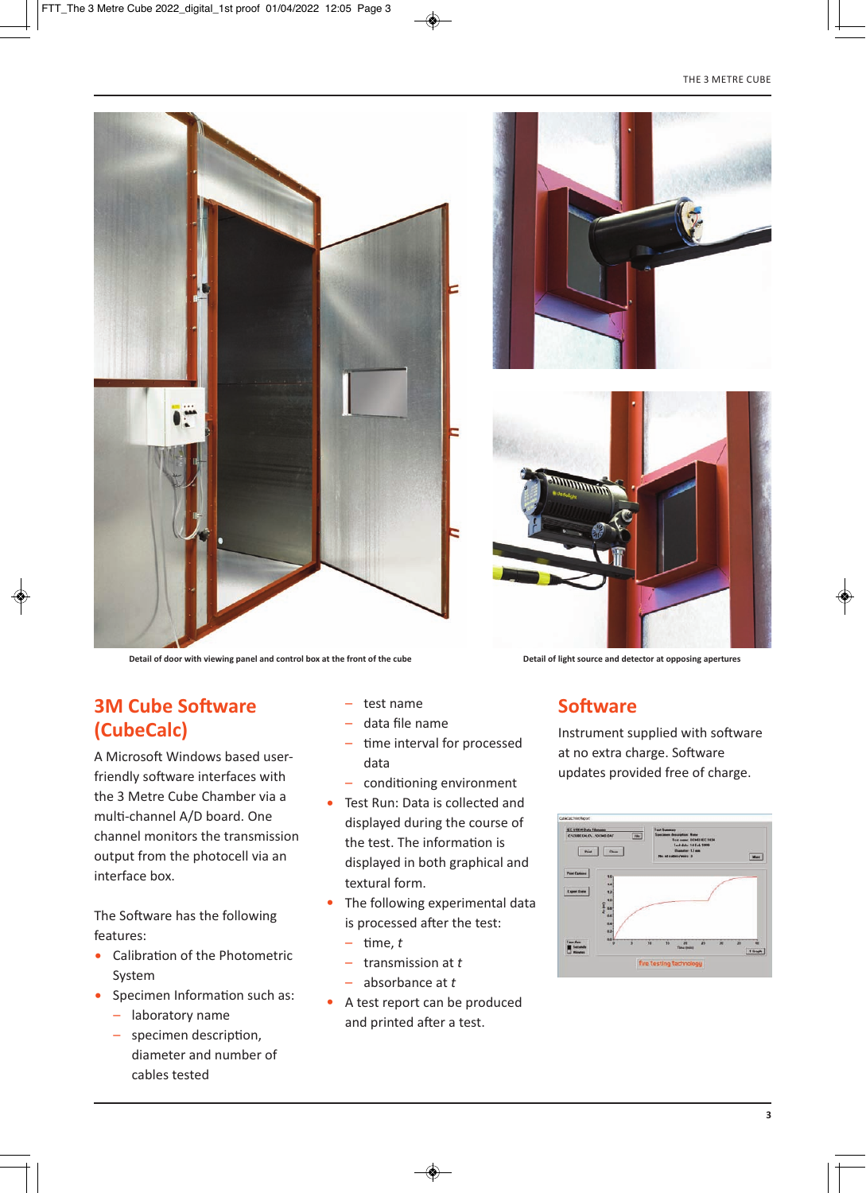Detail of door with viewing panel and control box at the front of the cube

Detail of light source and detector at opposing apertures

## 3M Cube Software (CubeCalc)

A Microsoft Windows based user-friendly software interfaces with the 3 Metre Cube Chamber via a multi-channel A/D board. One channel monitors the transmission output from the photocell via an interface box.

The Software has the following features:

- Calibration of the Photometric System
- Specimen Information such as:
  - laboratory name
  - specimen description, diameter and number of cables tested
  - test name
  - data file name
  - time interval for processed data
  - conditioning environment
- Test Run: Data is collected and displayed during the course of the test. The information is displayed in both graphical and textural form.
- The following experimental data is processed after the test:
  - time, *t*
  - transmission at *t*
  - absorbance at *t*
- A test report can be produced and printed after a test.

## Software

Instrument supplied with software at no extra charge. Software updates provided free of charge.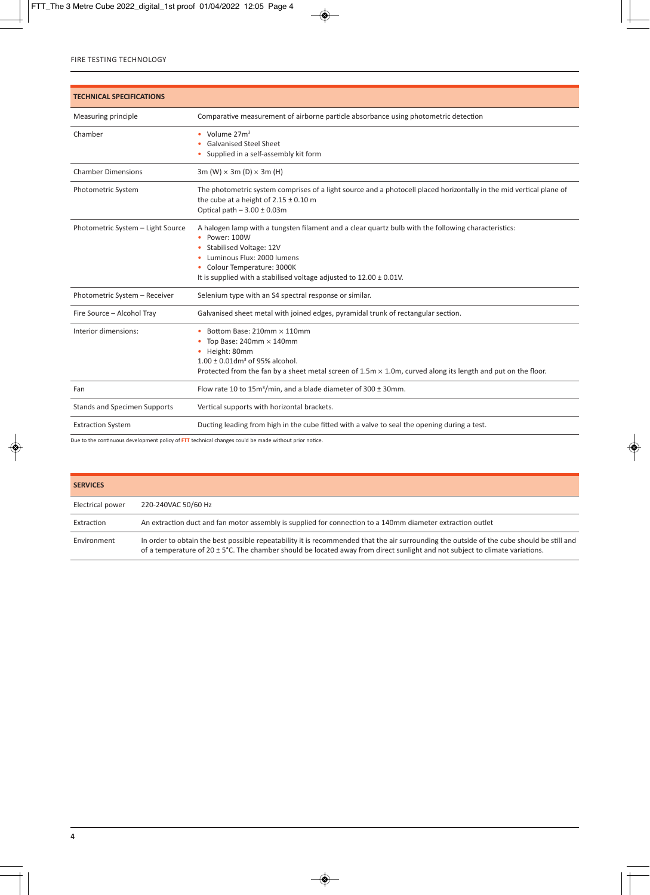| TECHNICAL SPECIFICATIONS | |
|---|---|
| Measuring principle | Comparative measurement of airborne particle absorbance using photometric detection |
| Chamber | • Volume 27m³<br>• Galvanised Steel Sheet<br>• Supplied in a self-assembly kit form |
| Chamber Dimensions | 3m (W) × 3m (D) × 3m (H) |
| Photometric System | The photometric system comprises of a light source and a photocell placed horizontally in the mid vertical plane of the cube at a height of 2.15 ± 0.10 m<br>Optical path – 3.00 ± 0.03m |
| Photometric System – Light Source | A halogen lamp with a tungsten filament and a clear quartz bulb with the following characteristics:<br>• Power: 100W<br>• Stabilised Voltage: 12V<br>• Luminous Flux: 2000 lumens<br>• Colour Temperature: 3000K<br>It is supplied with a stabilised voltage adjusted to 12.00 ± 0.01V. |
| Photometric System – Receiver | Selenium type with an S4 spectral response or similar. |
| Fire Source – Alcohol Tray | Galvanised sheet metal with joined edges, pyramidal trunk of rectangular section. |
| Interior dimensions: | • Bottom Base: 210mm × 110mm<br>• Top Base: 240mm × 140mm<br>• Height: 80mm<br>1.00 ± 0.01dm³ of 95% alcohol.<br>Protected from the fan by a sheet metal screen of 1.5m × 1.0m, curved along its length and put on the floor. |
| Fan | Flow rate 10 to 15m³/min, and a blade diameter of 300 ± 30mm. |
| Stands and Specimen Supports | Vertical supports with horizontal brackets. |
| Extraction System | Ducting leading from high in the cube fitted with a valve to seal the opening during a test. |

Due to the continuous development policy of FTT technical changes could be made without prior notice.

| SERVICES | |
|---|---|
| Electrical power | 220-240VAC 50/60 Hz |
| Extraction | An extraction duct and fan motor assembly is supplied for connection to a 140mm diameter extraction outlet |
| Environment | In order to obtain the best possible repeatability it is recommended that the air surrounding the outside of the cube should be still and of a temperature of 20 ± 5°C. The chamber should be located away from direct sunlight and not subject to climate variations. |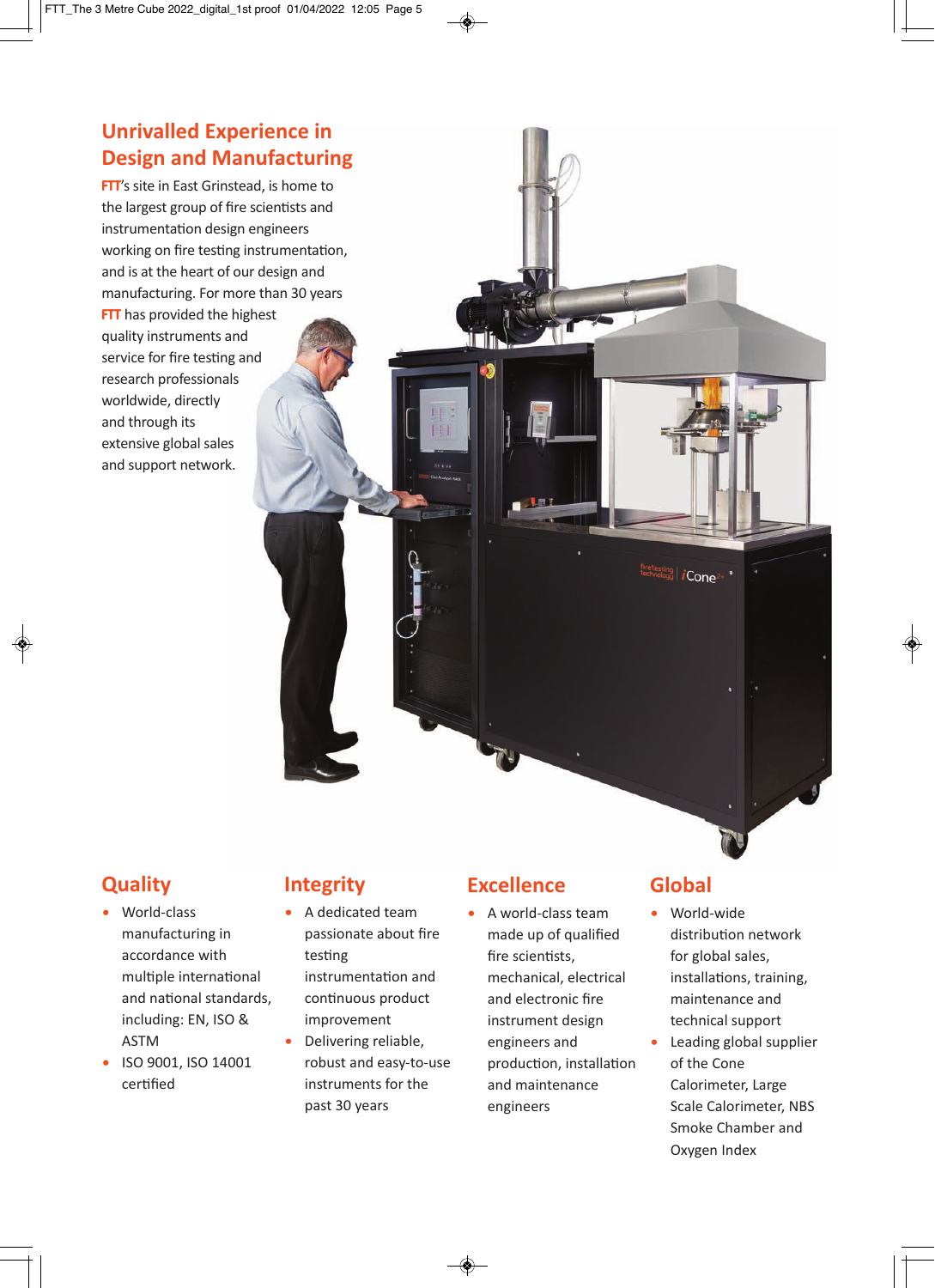## Unrivalled Experience in Design and Manufacturing

FTT's site in East Grinstead, is home to the largest group of fire scientists and instrumentation design engineers working on fire testing instrumentation, and is at the heart of our design and manufacturing. For more than 30 years FTT has provided the highest quality instruments and service for fire testing and research professionals worldwide, directly and through its extensive global sales and support network.

### Quality

- World-class manufacturing in accordance with multiple international and national standards, including: EN, ISO & ASTM
- ISO 9001, ISO 14001 certified

### Integrity

- A dedicated team passionate about fire testing instrumentation and continuous product improvement
- Delivering reliable, robust and easy-to-use instruments for the past 30 years

### Excellence

- A world-class team made up of qualified fire scientists, mechanical, electrical and electronic fire instrument design engineers and production, installation and maintenance engineers

### Global

- World-wide distribution network for global sales, installations, training, maintenance and technical support
- Leading global supplier of the Cone Calorimeter, Large Scale Calorimeter, NBS Smoke Chamber and Oxygen Index